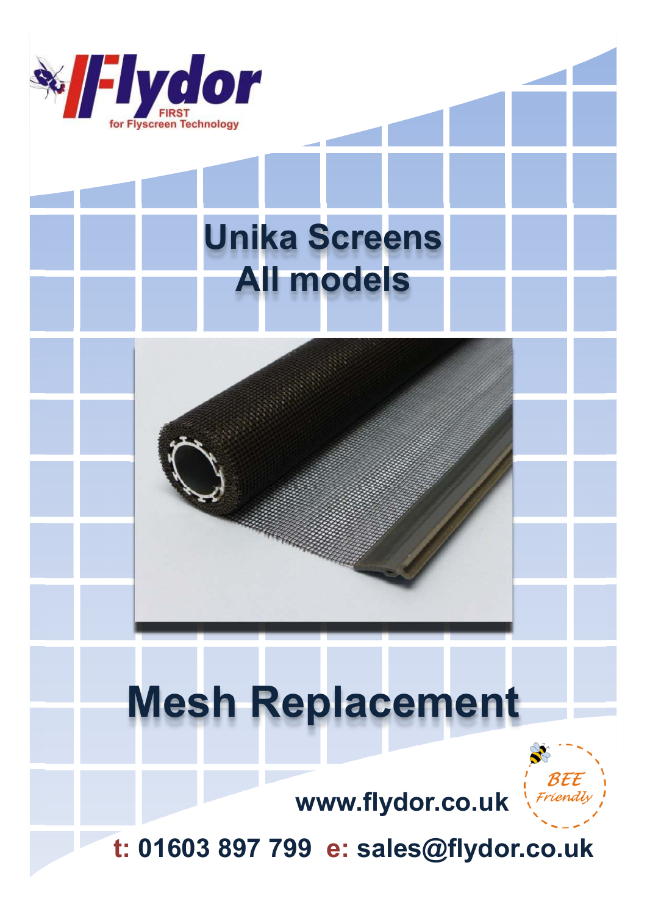Flydor

FIRST for Flyscreen Technology

# Unika Screens
# All models

# Mesh Replacement

www.flydor.co.uk

BEE Friendly

**t:** 01603 897 799 **e:** sales@flydor.co.uk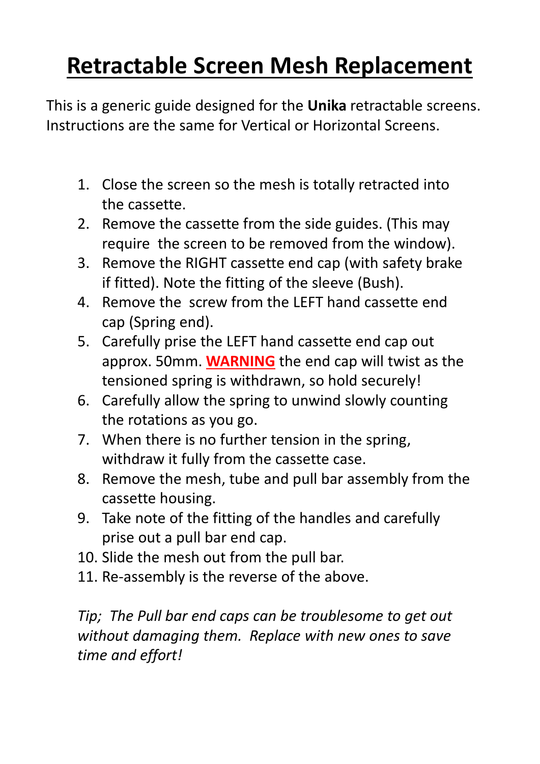# Retractable Screen Mesh Replacement

This is a generic guide designed for the **Unika** retractable screens. Instructions are the same for Vertical or Horizontal Screens.

1. Close the screen so the mesh is totally retracted into the cassette.
2. Remove the cassette from the side guides. (This may require the screen to be removed from the window).
3. Remove the RIGHT cassette end cap (with safety brake if fitted). Note the fitting of the sleeve (Bush).
4. Remove the screw from the LEFT hand cassette end cap (Spring end).
5. Carefully prise the LEFT hand cassette end cap out approx. 50mm. **WARNING** the end cap will twist as the tensioned spring is withdrawn, so hold securely!
6. Carefully allow the spring to unwind slowly counting the rotations as you go.
7. When there is no further tension in the spring, withdraw it fully from the cassette case.
8. Remove the mesh, tube and pull bar assembly from the cassette housing.
9. Take note of the fitting of the handles and carefully prise out a pull bar end cap.
10. Slide the mesh out from the pull bar.
11. Re-assembly is the reverse of the above.

*Tip; The Pull bar end caps can be troublesome to get out without damaging them. Replace with new ones to save time and effort!*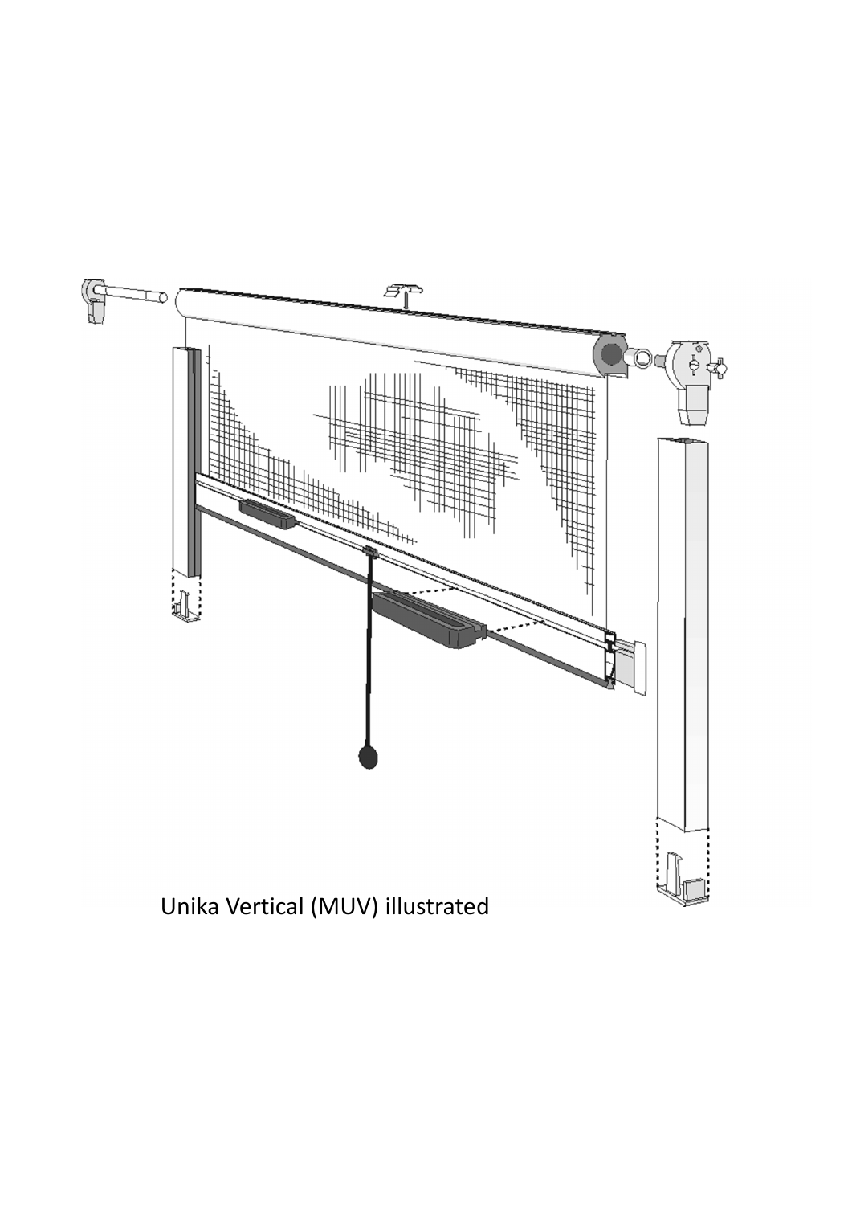Unika Vertical (MUV) illustrated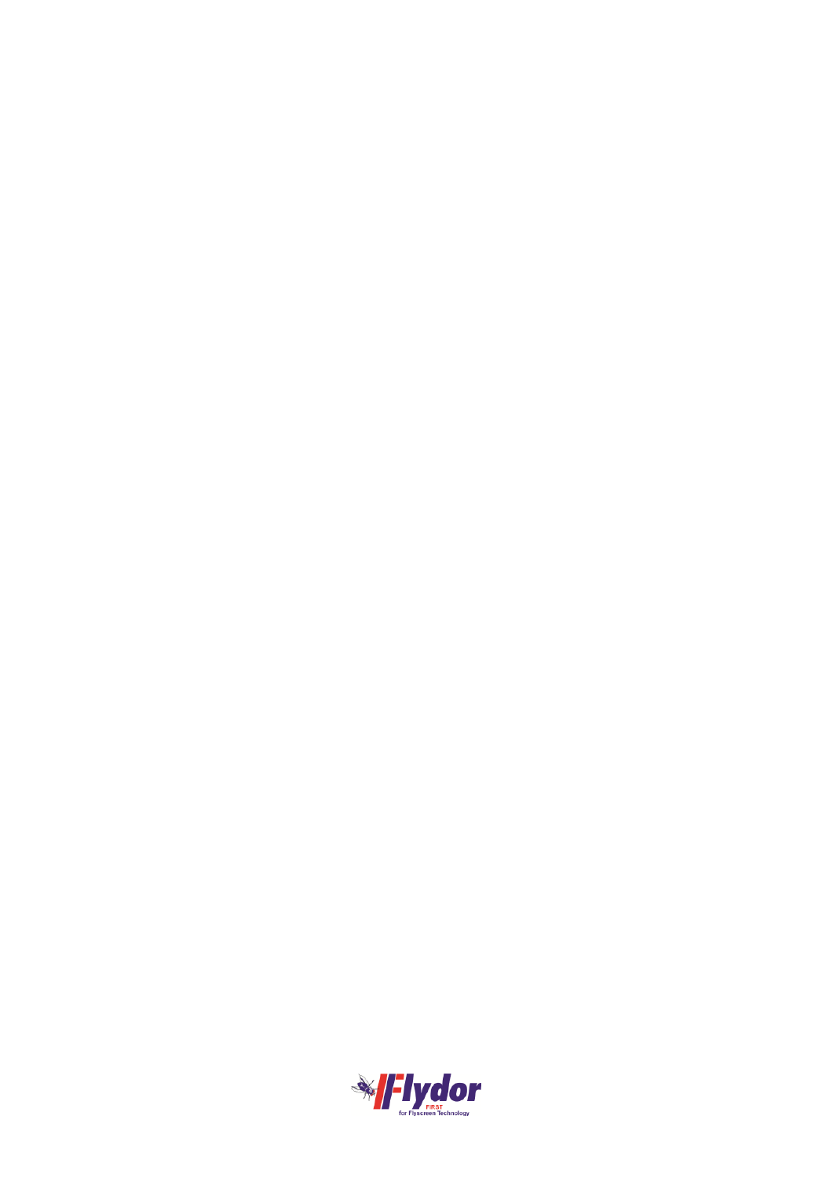Flydor

FIRST

for Flyscreen Technology